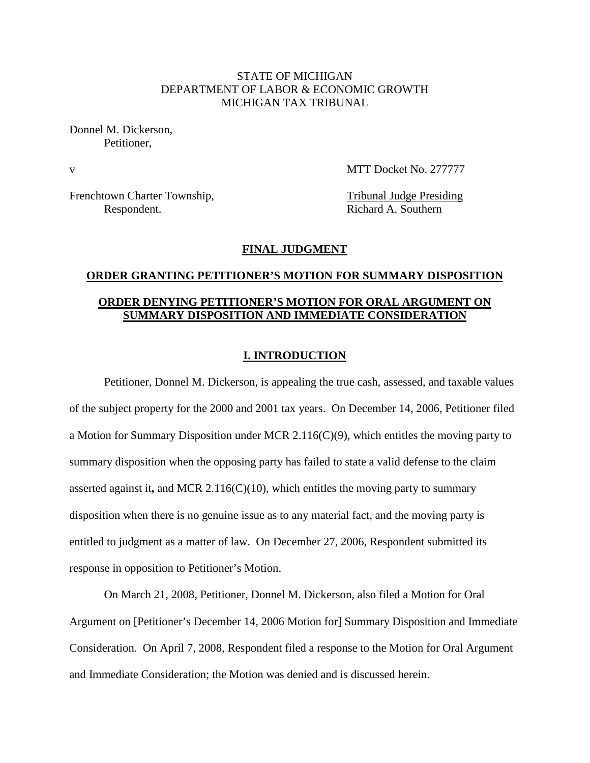STATE OF MICHIGAN
DEPARTMENT OF LABOR & ECONOMIC GROWTH
MICHIGAN TAX TRIBUNAL

Donnel M. Dickerson,
Petitioner,

v MTT Docket No. 277777

Frenchtown Charter Township, Tribunal Judge Presiding
Respondent. Richard A. Southern

**FINAL JUDGMENT**

**ORDER GRANTING PETITIONER'S MOTION FOR SUMMARY DISPOSITION**

**ORDER DENYING PETITIONER'S MOTION FOR ORAL ARGUMENT ON SUMMARY DISPOSITION AND IMMEDIATE CONSIDERATION**

## I. INTRODUCTION

Petitioner, Donnel M. Dickerson, is appealing the true cash, assessed, and taxable values of the subject property for the 2000 and 2001 tax years. On December 14, 2006, Petitioner filed a Motion for Summary Disposition under MCR 2.116(C)(9), which entitles the moving party to summary disposition when the opposing party has failed to state a valid defense to the claim asserted against it**,** and MCR 2.116(C)(10), which entitles the moving party to summary disposition when there is no genuine issue as to any material fact, and the moving party is entitled to judgment as a matter of law. On December 27, 2006, Respondent submitted its response in opposition to Petitioner's Motion.

On March 21, 2008, Petitioner, Donnel M. Dickerson, also filed a Motion for Oral Argument on [Petitioner's December 14, 2006 Motion for] Summary Disposition and Immediate Consideration. On April 7, 2008, Respondent filed a response to the Motion for Oral Argument and Immediate Consideration; the Motion was denied and is discussed herein.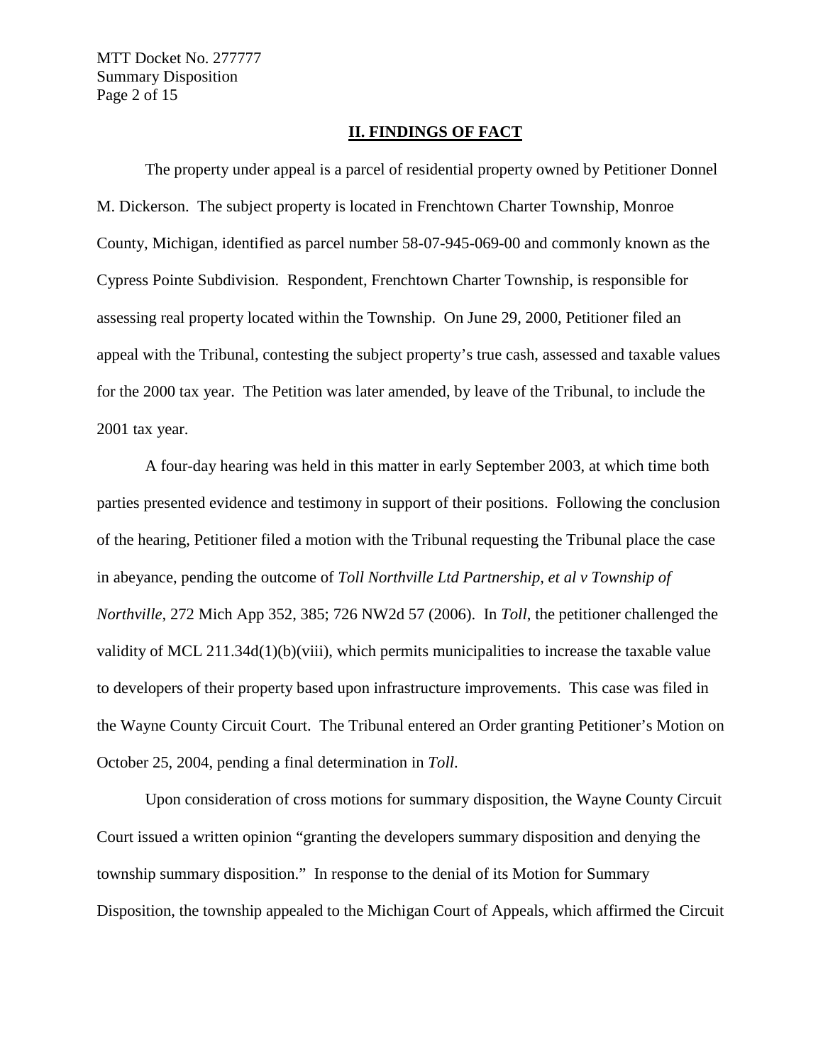## II. FINDINGS OF FACT

The property under appeal is a parcel of residential property owned by Petitioner Donnel M. Dickerson. The subject property is located in Frenchtown Charter Township, Monroe County, Michigan, identified as parcel number 58-07-945-069-00 and commonly known as the Cypress Pointe Subdivision. Respondent, Frenchtown Charter Township, is responsible for assessing real property located within the Township. On June 29, 2000, Petitioner filed an appeal with the Tribunal, contesting the subject property's true cash, assessed and taxable values for the 2000 tax year. The Petition was later amended, by leave of the Tribunal, to include the 2001 tax year.

A four-day hearing was held in this matter in early September 2003, at which time both parties presented evidence and testimony in support of their positions. Following the conclusion of the hearing, Petitioner filed a motion with the Tribunal requesting the Tribunal place the case in abeyance, pending the outcome of *Toll Northville Ltd Partnership, et al v Township of Northville*, 272 Mich App 352, 385; 726 NW2d 57 (2006). In *Toll*, the petitioner challenged the validity of MCL 211.34d(1)(b)(viii), which permits municipalities to increase the taxable value to developers of their property based upon infrastructure improvements. This case was filed in the Wayne County Circuit Court. The Tribunal entered an Order granting Petitioner's Motion on October 25, 2004, pending a final determination in *Toll*.

Upon consideration of cross motions for summary disposition, the Wayne County Circuit Court issued a written opinion "granting the developers summary disposition and denying the township summary disposition." In response to the denial of its Motion for Summary Disposition, the township appealed to the Michigan Court of Appeals, which affirmed the Circuit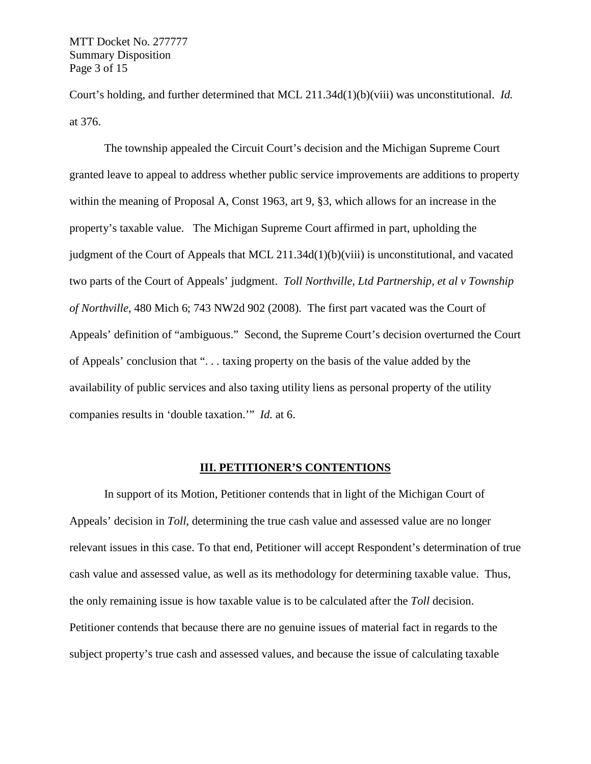Court's holding, and further determined that MCL 211.34d(1)(b)(viii) was unconstitutional. *Id.* at 376.

The township appealed the Circuit Court's decision and the Michigan Supreme Court granted leave to appeal to address whether public service improvements are additions to property within the meaning of Proposal A, Const 1963, art 9, §3, which allows for an increase in the property's taxable value. The Michigan Supreme Court affirmed in part, upholding the judgment of the Court of Appeals that MCL 211.34d(1)(b)(viii) is unconstitutional, and vacated two parts of the Court of Appeals' judgment. *Toll Northville, Ltd Partnership, et al v Township of Northville*, 480 Mich 6; 743 NW2d 902 (2008). The first part vacated was the Court of Appeals' definition of "ambiguous." Second, the Supreme Court's decision overturned the Court of Appeals' conclusion that ". . . taxing property on the basis of the value added by the availability of public services and also taxing utility liens as personal property of the utility companies results in 'double taxation.'" *Id.* at 6.

## III. PETITIONER'S CONTENTIONS

In support of its Motion, Petitioner contends that in light of the Michigan Court of Appeals' decision in *Toll*, determining the true cash value and assessed value are no longer relevant issues in this case. To that end, Petitioner will accept Respondent's determination of true cash value and assessed value, as well as its methodology for determining taxable value. Thus, the only remaining issue is how taxable value is to be calculated after the *Toll* decision. Petitioner contends that because there are no genuine issues of material fact in regards to the subject property's true cash and assessed values, and because the issue of calculating taxable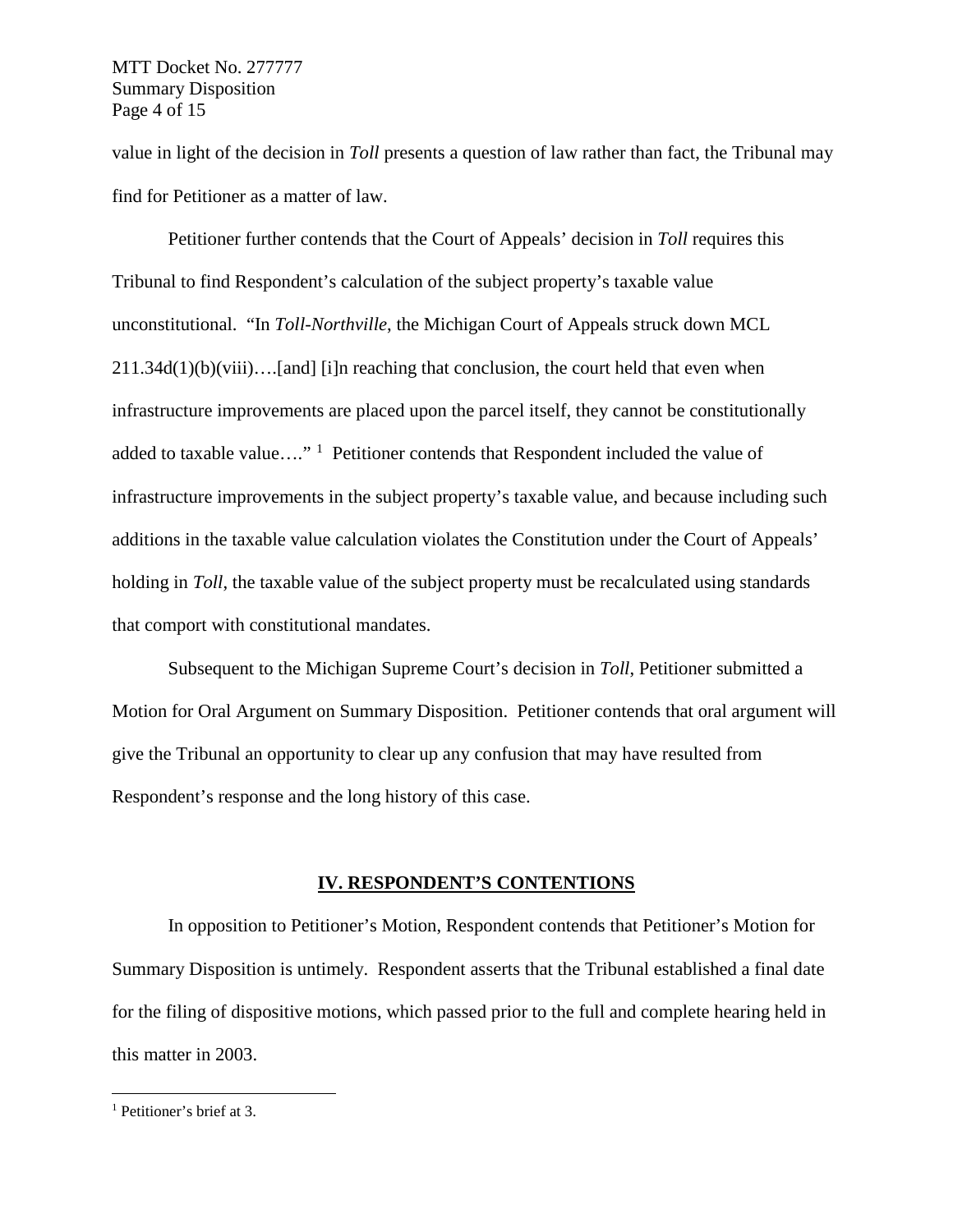value in light of the decision in *Toll* presents a question of law rather than fact, the Tribunal may find for Petitioner as a matter of law.

Petitioner further contends that the Court of Appeals' decision in *Toll* requires this Tribunal to find Respondent's calculation of the subject property's taxable value unconstitutional. "In *Toll-Northville*, the Michigan Court of Appeals struck down MCL 211.34d(1)(b)(viii)….[and] [i]n reaching that conclusion, the court held that even when infrastructure improvements are placed upon the parcel itself, they cannot be constitutionally added to taxable value…." [1] Petitioner contends that Respondent included the value of infrastructure improvements in the subject property's taxable value, and because including such additions in the taxable value calculation violates the Constitution under the Court of Appeals' holding in *Toll*, the taxable value of the subject property must be recalculated using standards that comport with constitutional mandates.

Subsequent to the Michigan Supreme Court's decision in *Toll*, Petitioner submitted a Motion for Oral Argument on Summary Disposition. Petitioner contends that oral argument will give the Tribunal an opportunity to clear up any confusion that may have resulted from Respondent's response and the long history of this case.

## IV. RESPONDENT'S CONTENTIONS

In opposition to Petitioner's Motion, Respondent contends that Petitioner's Motion for Summary Disposition is untimely. Respondent asserts that the Tribunal established a final date for the filing of dispositive motions, which passed prior to the full and complete hearing held in this matter in 2003.

---

[1] Petitioner's brief at 3.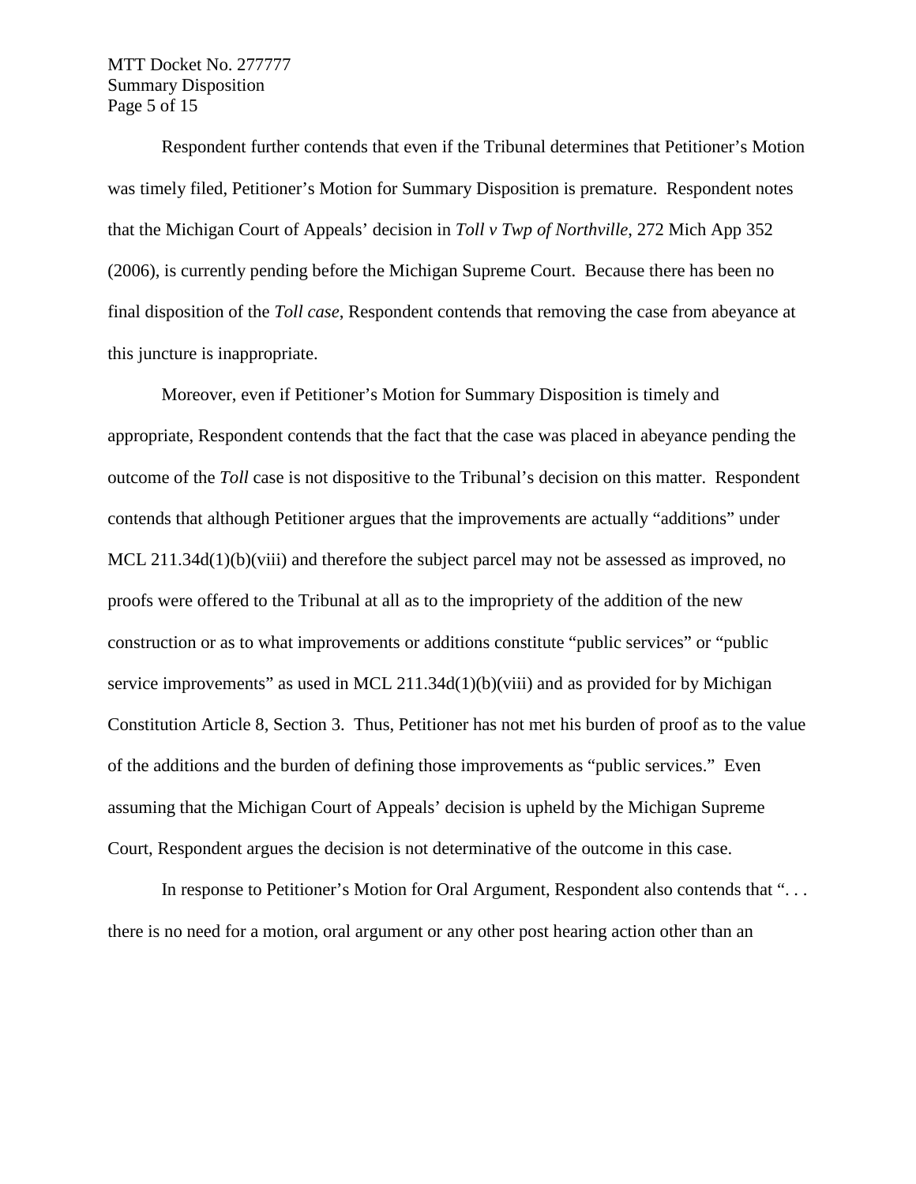Respondent further contends that even if the Tribunal determines that Petitioner's Motion was timely filed, Petitioner's Motion for Summary Disposition is premature. Respondent notes that the Michigan Court of Appeals' decision in *Toll v Twp of Northville*, 272 Mich App 352 (2006), is currently pending before the Michigan Supreme Court. Because there has been no final disposition of the *Toll case*, Respondent contends that removing the case from abeyance at this juncture is inappropriate.

Moreover, even if Petitioner's Motion for Summary Disposition is timely and appropriate, Respondent contends that the fact that the case was placed in abeyance pending the outcome of the *Toll* case is not dispositive to the Tribunal's decision on this matter. Respondent contends that although Petitioner argues that the improvements are actually "additions" under MCL 211.34d(1)(b)(viii) and therefore the subject parcel may not be assessed as improved, no proofs were offered to the Tribunal at all as to the impropriety of the addition of the new construction or as to what improvements or additions constitute "public services" or "public service improvements" as used in MCL 211.34d(1)(b)(viii) and as provided for by Michigan Constitution Article 8, Section 3. Thus, Petitioner has not met his burden of proof as to the value of the additions and the burden of defining those improvements as "public services." Even assuming that the Michigan Court of Appeals' decision is upheld by the Michigan Supreme Court, Respondent argues the decision is not determinative of the outcome in this case.

In response to Petitioner's Motion for Oral Argument, Respondent also contends that ". . . there is no need for a motion, oral argument or any other post hearing action other than an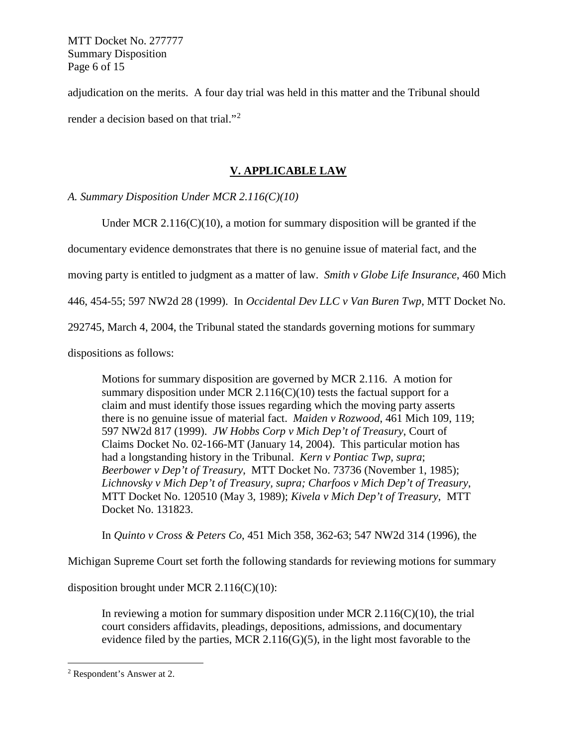adjudication on the merits. A four day trial was held in this matter and the Tribunal should render a decision based on that trial."[2]

## V. APPLICABLE LAW

*A. Summary Disposition Under MCR 2.116(C)(10)*

Under MCR 2.116(C)(10), a motion for summary disposition will be granted if the documentary evidence demonstrates that there is no genuine issue of material fact, and the moving party is entitled to judgment as a matter of law. *Smith v Globe Life Insurance*, 460 Mich 446, 454-55; 597 NW2d 28 (1999). In *Occidental Dev LLC v Van Buren Twp*, MTT Docket No. 292745, March 4, 2004, the Tribunal stated the standards governing motions for summary dispositions as follows:

> Motions for summary disposition are governed by MCR 2.116. A motion for summary disposition under MCR 2.116(C)(10) tests the factual support for a claim and must identify those issues regarding which the moving party asserts there is no genuine issue of material fact. *Maiden v Rozwood*, 461 Mich 109, 119; 597 NW2d 817 (1999). *JW Hobbs Corp v Mich Dep't of Treasury*, Court of Claims Docket No. 02-166-MT (January 14, 2004). This particular motion has had a longstanding history in the Tribunal. *Kern v Pontiac Twp, supra*; *Beerbower v Dep't of Treasury*, MTT Docket No. 73736 (November 1, 1985); *Lichnovsky v Mich Dep't of Treasury, supra; Charfoos v Mich Dep't of Treasury*, MTT Docket No. 120510 (May 3, 1989); *Kivela v Mich Dep't of Treasury*, MTT Docket No. 131823.

In *Quinto v Cross & Peters Co*, 451 Mich 358, 362-63; 547 NW2d 314 (1996), the Michigan Supreme Court set forth the following standards for reviewing motions for summary disposition brought under MCR 2.116(C)(10):

> In reviewing a motion for summary disposition under MCR 2.116(C)(10), the trial court considers affidavits, pleadings, depositions, admissions, and documentary evidence filed by the parties, MCR 2.116(G)(5), in the light most favorable to the

---

[2] Respondent's Answer at 2.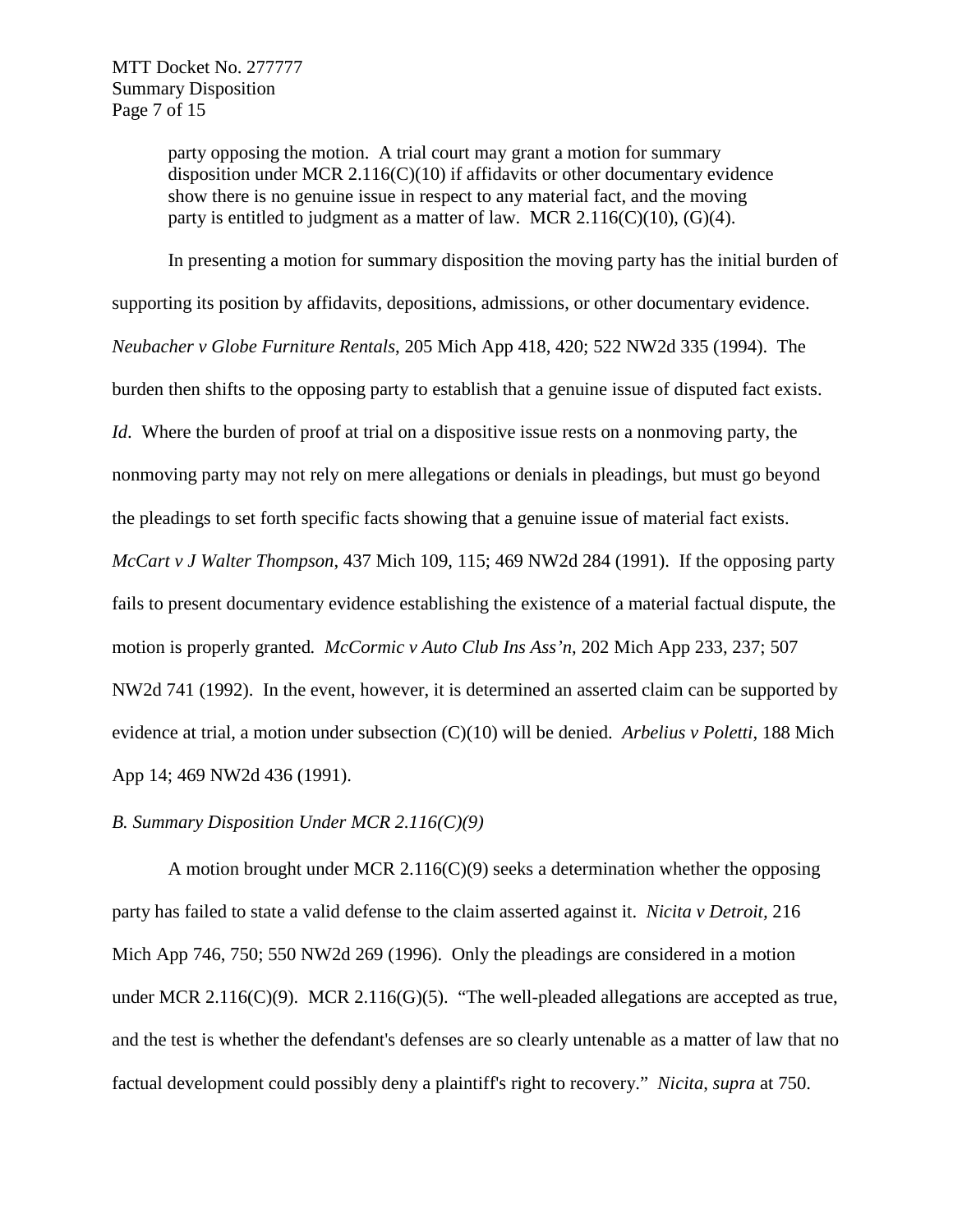> party opposing the motion. A trial court may grant a motion for summary disposition under MCR 2.116(C)(10) if affidavits or other documentary evidence show there is no genuine issue in respect to any material fact, and the moving party is entitled to judgment as a matter of law. MCR 2.116(C)(10), (G)(4).

In presenting a motion for summary disposition the moving party has the initial burden of supporting its position by affidavits, depositions, admissions, or other documentary evidence. *Neubacher v Globe Furniture Rentals*, 205 Mich App 418, 420; 522 NW2d 335 (1994). The burden then shifts to the opposing party to establish that a genuine issue of disputed fact exists. *Id*. Where the burden of proof at trial on a dispositive issue rests on a nonmoving party, the nonmoving party may not rely on mere allegations or denials in pleadings, but must go beyond the pleadings to set forth specific facts showing that a genuine issue of material fact exists. *McCart v J Walter Thompson*, 437 Mich 109, 115; 469 NW2d 284 (1991). If the opposing party fails to present documentary evidence establishing the existence of a material factual dispute, the motion is properly granted. *McCormic v Auto Club Ins Ass'n*, 202 Mich App 233, 237; 507 NW2d 741 (1992). In the event, however, it is determined an asserted claim can be supported by evidence at trial, a motion under subsection (C)(10) will be denied. *Arbelius v Poletti*, 188 Mich App 14; 469 NW2d 436 (1991).

*B. Summary Disposition Under MCR 2.116(C)(9)*

A motion brought under MCR 2.116(C)(9) seeks a determination whether the opposing party has failed to state a valid defense to the claim asserted against it. *Nicita v Detroit,* 216 Mich App 746, 750; 550 NW2d 269 (1996). Only the pleadings are considered in a motion under MCR 2.116(C)(9). MCR 2.116(G)(5). "The well-pleaded allegations are accepted as true, and the test is whether the defendant's defenses are so clearly untenable as a matter of law that no factual development could possibly deny a plaintiff's right to recovery." *Nicita*, *supra* at 750.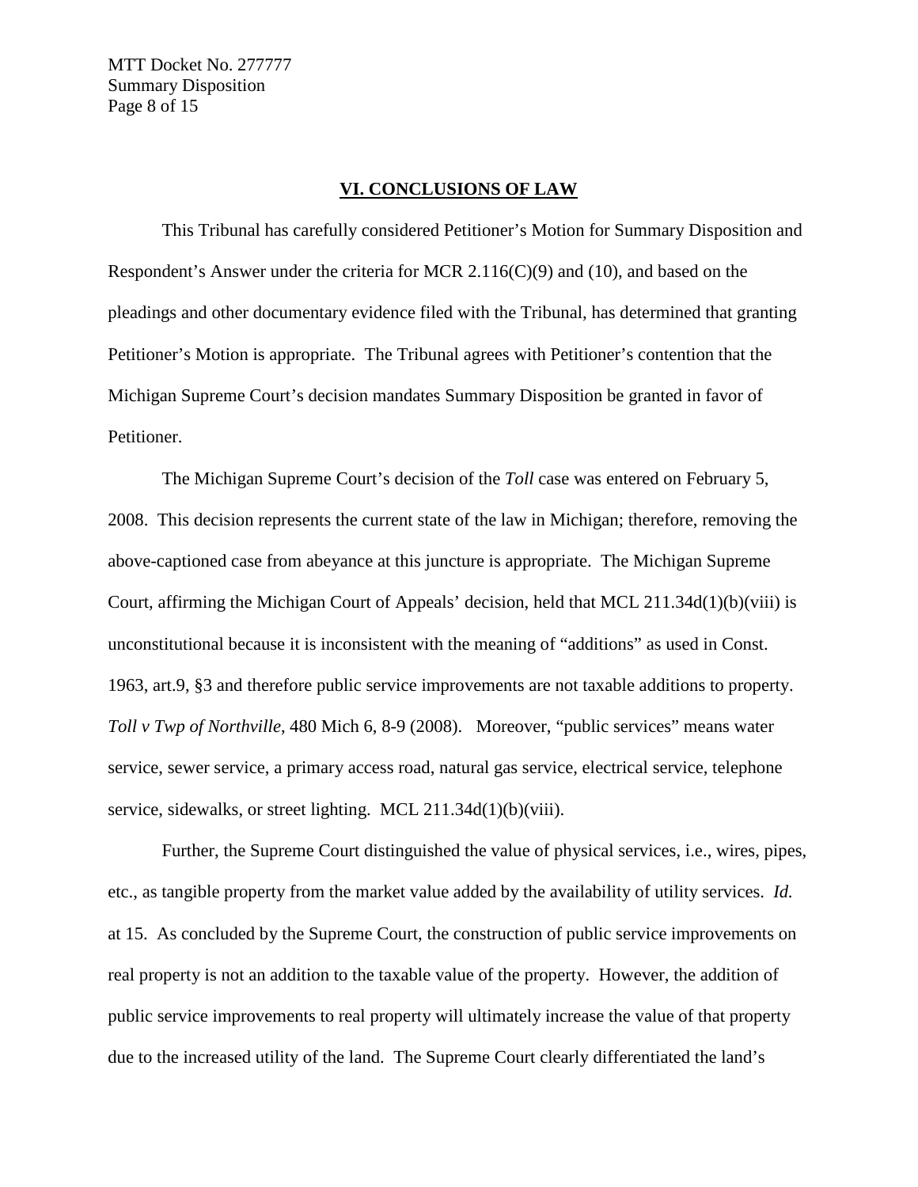## VI. CONCLUSIONS OF LAW

This Tribunal has carefully considered Petitioner's Motion for Summary Disposition and Respondent's Answer under the criteria for MCR 2.116(C)(9) and (10), and based on the pleadings and other documentary evidence filed with the Tribunal, has determined that granting Petitioner's Motion is appropriate. The Tribunal agrees with Petitioner's contention that the Michigan Supreme Court's decision mandates Summary Disposition be granted in favor of Petitioner.

The Michigan Supreme Court's decision of the *Toll* case was entered on February 5, 2008. This decision represents the current state of the law in Michigan; therefore, removing the above-captioned case from abeyance at this juncture is appropriate. The Michigan Supreme Court, affirming the Michigan Court of Appeals' decision, held that MCL 211.34d(1)(b)(viii) is unconstitutional because it is inconsistent with the meaning of "additions" as used in Const. 1963, art.9, §3 and therefore public service improvements are not taxable additions to property. *Toll v Twp of Northville*, 480 Mich 6, 8-9 (2008). Moreover, "public services" means water service, sewer service, a primary access road, natural gas service, electrical service, telephone service, sidewalks, or street lighting. MCL 211.34d(1)(b)(viii).

Further, the Supreme Court distinguished the value of physical services, i.e., wires, pipes, etc., as tangible property from the market value added by the availability of utility services. *Id.* at 15. As concluded by the Supreme Court, the construction of public service improvements on real property is not an addition to the taxable value of the property. However, the addition of public service improvements to real property will ultimately increase the value of that property due to the increased utility of the land. The Supreme Court clearly differentiated the land's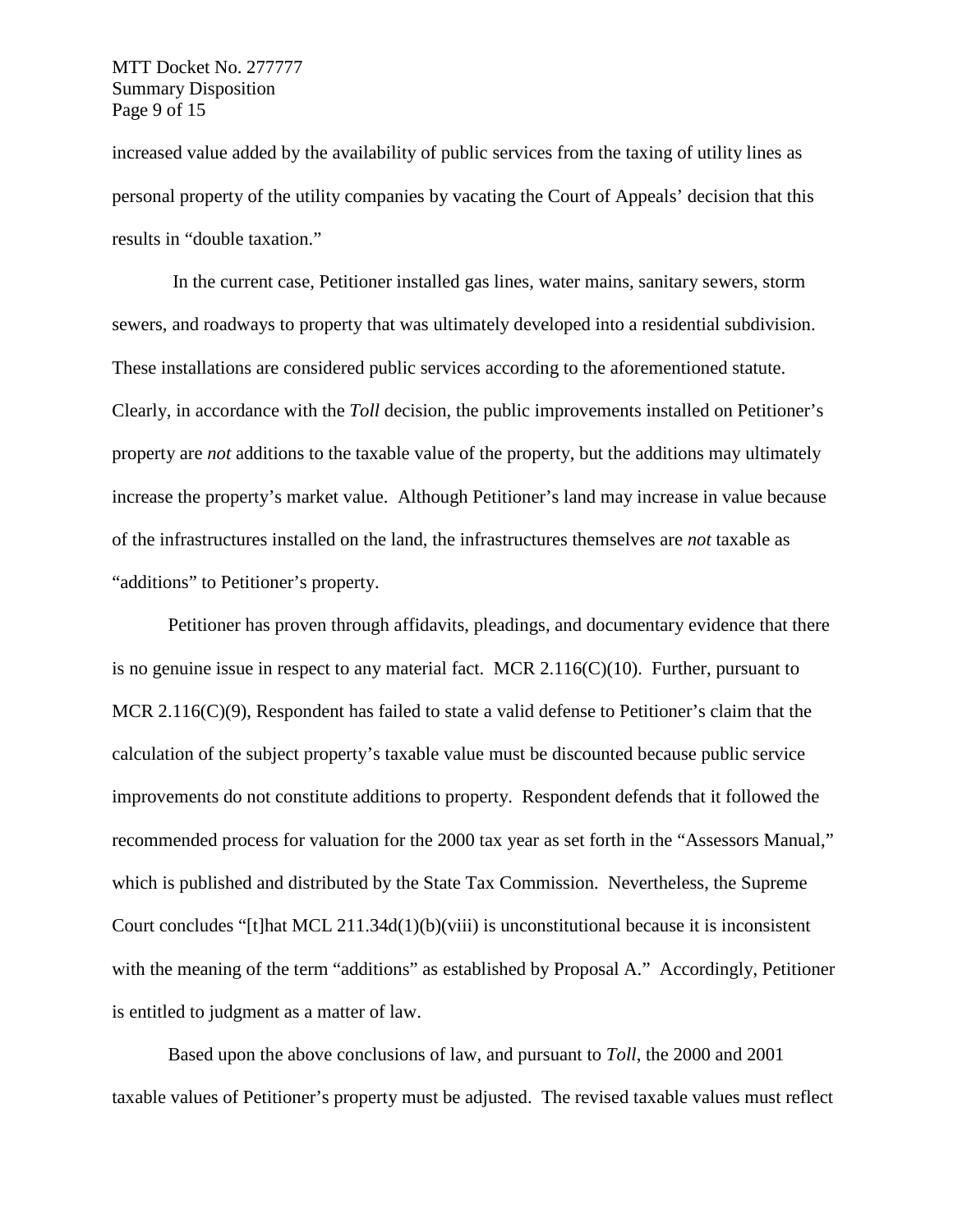increased value added by the availability of public services from the taxing of utility lines as personal property of the utility companies by vacating the Court of Appeals' decision that this results in "double taxation."

In the current case, Petitioner installed gas lines, water mains, sanitary sewers, storm sewers, and roadways to property that was ultimately developed into a residential subdivision. These installations are considered public services according to the aforementioned statute. Clearly, in accordance with the *Toll* decision, the public improvements installed on Petitioner's property are *not* additions to the taxable value of the property, but the additions may ultimately increase the property's market value. Although Petitioner's land may increase in value because of the infrastructures installed on the land, the infrastructures themselves are *not* taxable as "additions" to Petitioner's property.

Petitioner has proven through affidavits, pleadings, and documentary evidence that there is no genuine issue in respect to any material fact. MCR 2.116(C)(10). Further, pursuant to MCR 2.116(C)(9), Respondent has failed to state a valid defense to Petitioner's claim that the calculation of the subject property's taxable value must be discounted because public service improvements do not constitute additions to property. Respondent defends that it followed the recommended process for valuation for the 2000 tax year as set forth in the "Assessors Manual," which is published and distributed by the State Tax Commission. Nevertheless, the Supreme Court concludes "[t]hat MCL 211.34d(1)(b)(viii) is unconstitutional because it is inconsistent with the meaning of the term "additions" as established by Proposal A." Accordingly, Petitioner is entitled to judgment as a matter of law.

Based upon the above conclusions of law, and pursuant to *Toll*, the 2000 and 2001 taxable values of Petitioner's property must be adjusted. The revised taxable values must reflect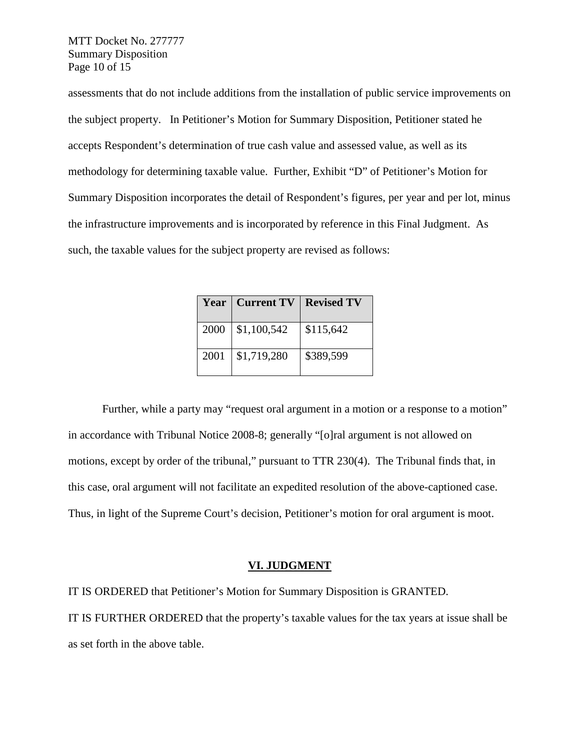assessments that do not include additions from the installation of public service improvements on the subject property. In Petitioner's Motion for Summary Disposition, Petitioner stated he accepts Respondent's determination of true cash value and assessed value, as well as its methodology for determining taxable value. Further, Exhibit "D" of Petitioner's Motion for Summary Disposition incorporates the detail of Respondent's figures, per year and per lot, minus the infrastructure improvements and is incorporated by reference in this Final Judgment. As such, the taxable values for the subject property are revised as follows:

| Year | Current TV | Revised TV |
| --- | --- | --- |
| 2000 | $1,100,542 | $115,642 |
| 2001 | $1,719,280 | $389,599 |

Further, while a party may "request oral argument in a motion or a response to a motion" in accordance with Tribunal Notice 2008-8; generally "[o]ral argument is not allowed on motions, except by order of the tribunal," pursuant to TTR 230(4). The Tribunal finds that, in this case, oral argument will not facilitate an expedited resolution of the above-captioned case. Thus, in light of the Supreme Court's decision, Petitioner's motion for oral argument is moot.

## VI. JUDGMENT

IT IS ORDERED that Petitioner's Motion for Summary Disposition is GRANTED.

IT IS FURTHER ORDERED that the property's taxable values for the tax years at issue shall be as set forth in the above table.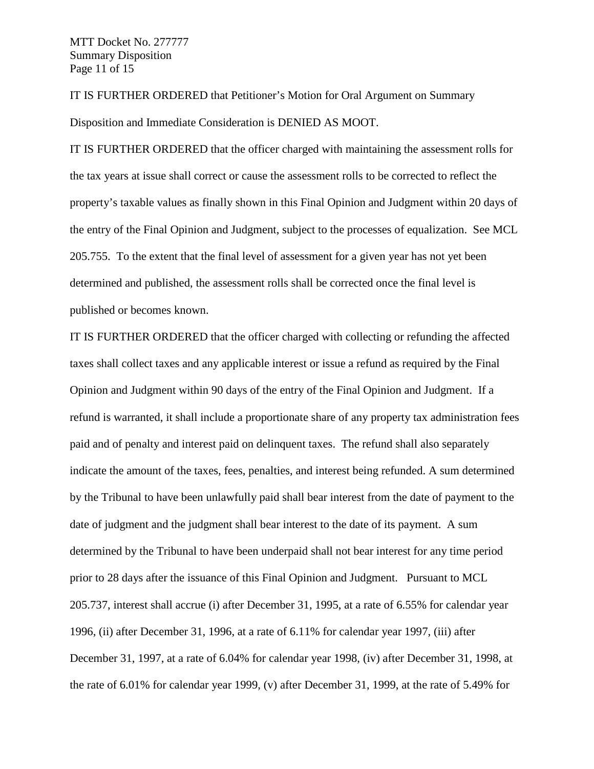IT IS FURTHER ORDERED that Petitioner's Motion for Oral Argument on Summary Disposition and Immediate Consideration is DENIED AS MOOT.

IT IS FURTHER ORDERED that the officer charged with maintaining the assessment rolls for the tax years at issue shall correct or cause the assessment rolls to be corrected to reflect the property's taxable values as finally shown in this Final Opinion and Judgment within 20 days of the entry of the Final Opinion and Judgment, subject to the processes of equalization. See MCL 205.755. To the extent that the final level of assessment for a given year has not yet been determined and published, the assessment rolls shall be corrected once the final level is published or becomes known.

IT IS FURTHER ORDERED that the officer charged with collecting or refunding the affected taxes shall collect taxes and any applicable interest or issue a refund as required by the Final Opinion and Judgment within 90 days of the entry of the Final Opinion and Judgment. If a refund is warranted, it shall include a proportionate share of any property tax administration fees paid and of penalty and interest paid on delinquent taxes. The refund shall also separately indicate the amount of the taxes, fees, penalties, and interest being refunded. A sum determined by the Tribunal to have been unlawfully paid shall bear interest from the date of payment to the date of judgment and the judgment shall bear interest to the date of its payment. A sum determined by the Tribunal to have been underpaid shall not bear interest for any time period prior to 28 days after the issuance of this Final Opinion and Judgment. Pursuant to MCL 205.737, interest shall accrue (i) after December 31, 1995, at a rate of 6.55% for calendar year 1996, (ii) after December 31, 1996, at a rate of 6.11% for calendar year 1997, (iii) after December 31, 1997, at a rate of 6.04% for calendar year 1998, (iv) after December 31, 1998, at the rate of 6.01% for calendar year 1999, (v) after December 31, 1999, at the rate of 5.49% for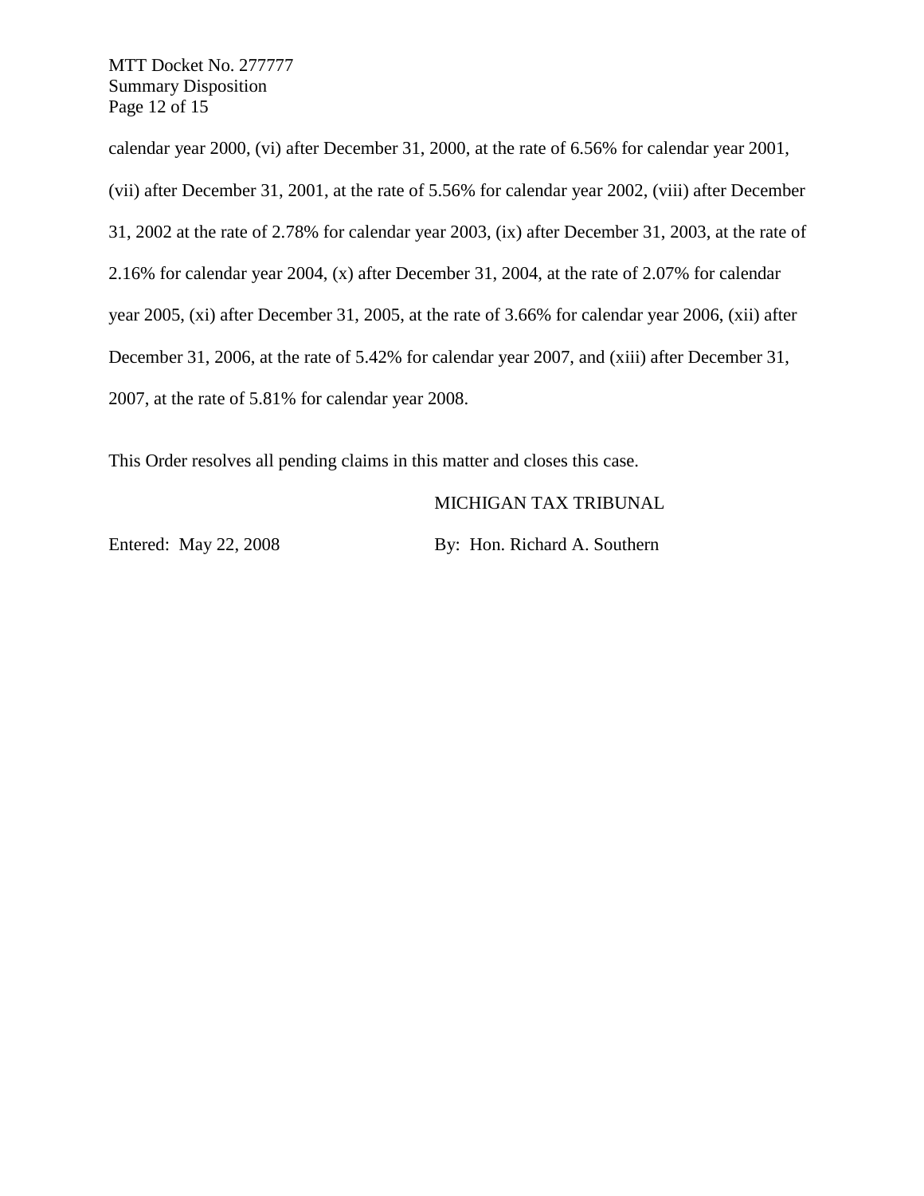calendar year 2000, (vi) after December 31, 2000, at the rate of 6.56% for calendar year 2001, (vii) after December 31, 2001, at the rate of 5.56% for calendar year 2002, (viii) after December 31, 2002 at the rate of 2.78% for calendar year 2003, (ix) after December 31, 2003, at the rate of 2.16% for calendar year 2004, (x) after December 31, 2004, at the rate of 2.07% for calendar year 2005, (xi) after December 31, 2005, at the rate of 3.66% for calendar year 2006, (xii) after December 31, 2006, at the rate of 5.42% for calendar year 2007, and (xiii) after December 31, 2007, at the rate of 5.81% for calendar year 2008.

This Order resolves all pending claims in this matter and closes this case.

MICHIGAN TAX TRIBUNAL

Entered: May 22, 2008

By: Hon. Richard A. Southern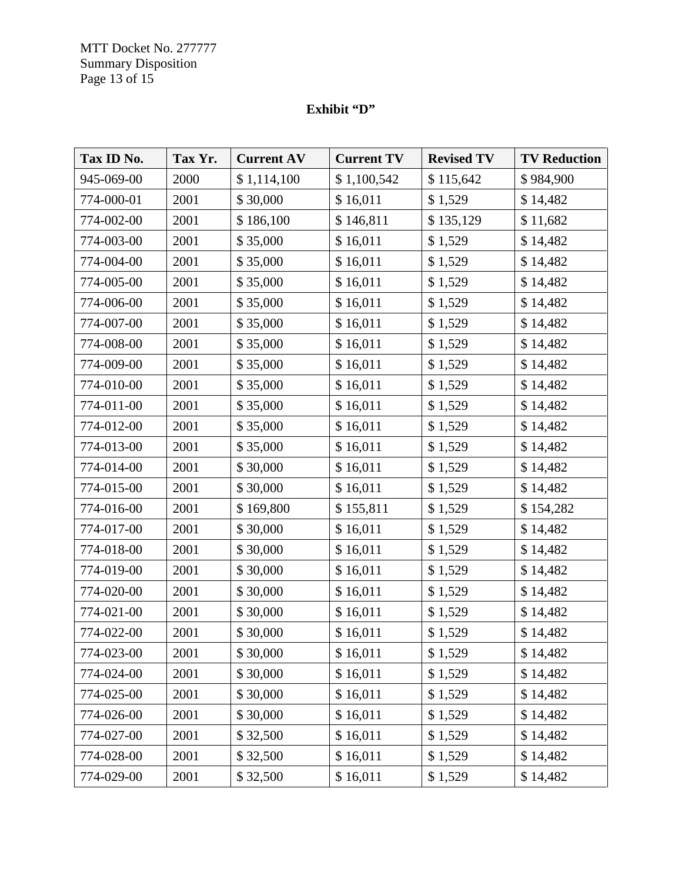**Exhibit "D"**

| Tax ID No. | Tax Yr. | Current AV | Current TV | Revised TV | TV Reduction |
|---|---|---|---|---|---|
| 945-069-00 | 2000 | $ 1,114,100 | $ 1,100,542 | $ 115,642 | $ 984,900 |
| 774-000-01 | 2001 | $ 30,000 | $ 16,011 | $ 1,529 | $ 14,482 |
| 774-002-00 | 2001 | $ 186,100 | $ 146,811 | $ 135,129 | $ 11,682 |
| 774-003-00 | 2001 | $ 35,000 | $ 16,011 | $ 1,529 | $ 14,482 |
| 774-004-00 | 2001 | $ 35,000 | $ 16,011 | $ 1,529 | $ 14,482 |
| 774-005-00 | 2001 | $ 35,000 | $ 16,011 | $ 1,529 | $ 14,482 |
| 774-006-00 | 2001 | $ 35,000 | $ 16,011 | $ 1,529 | $ 14,482 |
| 774-007-00 | 2001 | $ 35,000 | $ 16,011 | $ 1,529 | $ 14,482 |
| 774-008-00 | 2001 | $ 35,000 | $ 16,011 | $ 1,529 | $ 14,482 |
| 774-009-00 | 2001 | $ 35,000 | $ 16,011 | $ 1,529 | $ 14,482 |
| 774-010-00 | 2001 | $ 35,000 | $ 16,011 | $ 1,529 | $ 14,482 |
| 774-011-00 | 2001 | $ 35,000 | $ 16,011 | $ 1,529 | $ 14,482 |
| 774-012-00 | 2001 | $ 35,000 | $ 16,011 | $ 1,529 | $ 14,482 |
| 774-013-00 | 2001 | $ 35,000 | $ 16,011 | $ 1,529 | $ 14,482 |
| 774-014-00 | 2001 | $ 30,000 | $ 16,011 | $ 1,529 | $ 14,482 |
| 774-015-00 | 2001 | $ 30,000 | $ 16,011 | $ 1,529 | $ 14,482 |
| 774-016-00 | 2001 | $ 169,800 | $ 155,811 | $ 1,529 | $ 154,282 |
| 774-017-00 | 2001 | $ 30,000 | $ 16,011 | $ 1,529 | $ 14,482 |
| 774-018-00 | 2001 | $ 30,000 | $ 16,011 | $ 1,529 | $ 14,482 |
| 774-019-00 | 2001 | $ 30,000 | $ 16,011 | $ 1,529 | $ 14,482 |
| 774-020-00 | 2001 | $ 30,000 | $ 16,011 | $ 1,529 | $ 14,482 |
| 774-021-00 | 2001 | $ 30,000 | $ 16,011 | $ 1,529 | $ 14,482 |
| 774-022-00 | 2001 | $ 30,000 | $ 16,011 | $ 1,529 | $ 14,482 |
| 774-023-00 | 2001 | $ 30,000 | $ 16,011 | $ 1,529 | $ 14,482 |
| 774-024-00 | 2001 | $ 30,000 | $ 16,011 | $ 1,529 | $ 14,482 |
| 774-025-00 | 2001 | $ 30,000 | $ 16,011 | $ 1,529 | $ 14,482 |
| 774-026-00 | 2001 | $ 30,000 | $ 16,011 | $ 1,529 | $ 14,482 |
| 774-027-00 | 2001 | $ 32,500 | $ 16,011 | $ 1,529 | $ 14,482 |
| 774-028-00 | 2001 | $ 32,500 | $ 16,011 | $ 1,529 | $ 14,482 |
| 774-029-00 | 2001 | $ 32,500 | $ 16,011 | $ 1,529 | $ 14,482 |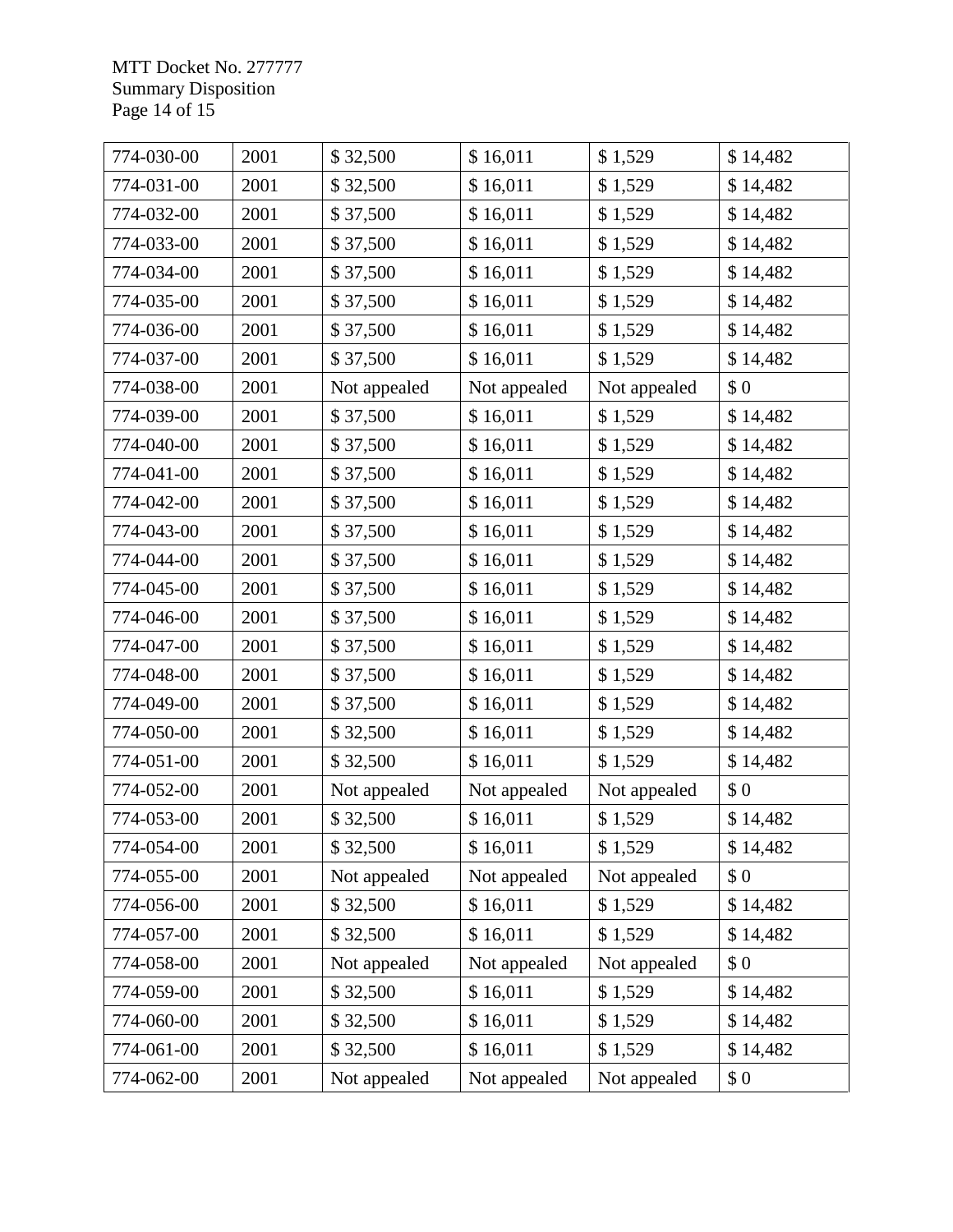| 774-030-00 | 2001 | $ 32,500 | $ 16,011 | $ 1,529 | $ 14,482 |
|---|---|---|---|---|---|
| 774-031-00 | 2001 | $ 32,500 | $ 16,011 | $ 1,529 | $ 14,482 |
| 774-032-00 | 2001 | $ 37,500 | $ 16,011 | $ 1,529 | $ 14,482 |
| 774-033-00 | 2001 | $ 37,500 | $ 16,011 | $ 1,529 | $ 14,482 |
| 774-034-00 | 2001 | $ 37,500 | $ 16,011 | $ 1,529 | $ 14,482 |
| 774-035-00 | 2001 | $ 37,500 | $ 16,011 | $ 1,529 | $ 14,482 |
| 774-036-00 | 2001 | $ 37,500 | $ 16,011 | $ 1,529 | $ 14,482 |
| 774-037-00 | 2001 | $ 37,500 | $ 16,011 | $ 1,529 | $ 14,482 |
| 774-038-00 | 2001 | Not appealed | Not appealed | Not appealed | $ 0 |
| 774-039-00 | 2001 | $ 37,500 | $ 16,011 | $ 1,529 | $ 14,482 |
| 774-040-00 | 2001 | $ 37,500 | $ 16,011 | $ 1,529 | $ 14,482 |
| 774-041-00 | 2001 | $ 37,500 | $ 16,011 | $ 1,529 | $ 14,482 |
| 774-042-00 | 2001 | $ 37,500 | $ 16,011 | $ 1,529 | $ 14,482 |
| 774-043-00 | 2001 | $ 37,500 | $ 16,011 | $ 1,529 | $ 14,482 |
| 774-044-00 | 2001 | $ 37,500 | $ 16,011 | $ 1,529 | $ 14,482 |
| 774-045-00 | 2001 | $ 37,500 | $ 16,011 | $ 1,529 | $ 14,482 |
| 774-046-00 | 2001 | $ 37,500 | $ 16,011 | $ 1,529 | $ 14,482 |
| 774-047-00 | 2001 | $ 37,500 | $ 16,011 | $ 1,529 | $ 14,482 |
| 774-048-00 | 2001 | $ 37,500 | $ 16,011 | $ 1,529 | $ 14,482 |
| 774-049-00 | 2001 | $ 37,500 | $ 16,011 | $ 1,529 | $ 14,482 |
| 774-050-00 | 2001 | $ 32,500 | $ 16,011 | $ 1,529 | $ 14,482 |
| 774-051-00 | 2001 | $ 32,500 | $ 16,011 | $ 1,529 | $ 14,482 |
| 774-052-00 | 2001 | Not appealed | Not appealed | Not appealed | $ 0 |
| 774-053-00 | 2001 | $ 32,500 | $ 16,011 | $ 1,529 | $ 14,482 |
| 774-054-00 | 2001 | $ 32,500 | $ 16,011 | $ 1,529 | $ 14,482 |
| 774-055-00 | 2001 | Not appealed | Not appealed | Not appealed | $ 0 |
| 774-056-00 | 2001 | $ 32,500 | $ 16,011 | $ 1,529 | $ 14,482 |
| 774-057-00 | 2001 | $ 32,500 | $ 16,011 | $ 1,529 | $ 14,482 |
| 774-058-00 | 2001 | Not appealed | Not appealed | Not appealed | $ 0 |
| 774-059-00 | 2001 | $ 32,500 | $ 16,011 | $ 1,529 | $ 14,482 |
| 774-060-00 | 2001 | $ 32,500 | $ 16,011 | $ 1,529 | $ 14,482 |
| 774-061-00 | 2001 | $ 32,500 | $ 16,011 | $ 1,529 | $ 14,482 |
| 774-062-00 | 2001 | Not appealed | Not appealed | Not appealed | $ 0 |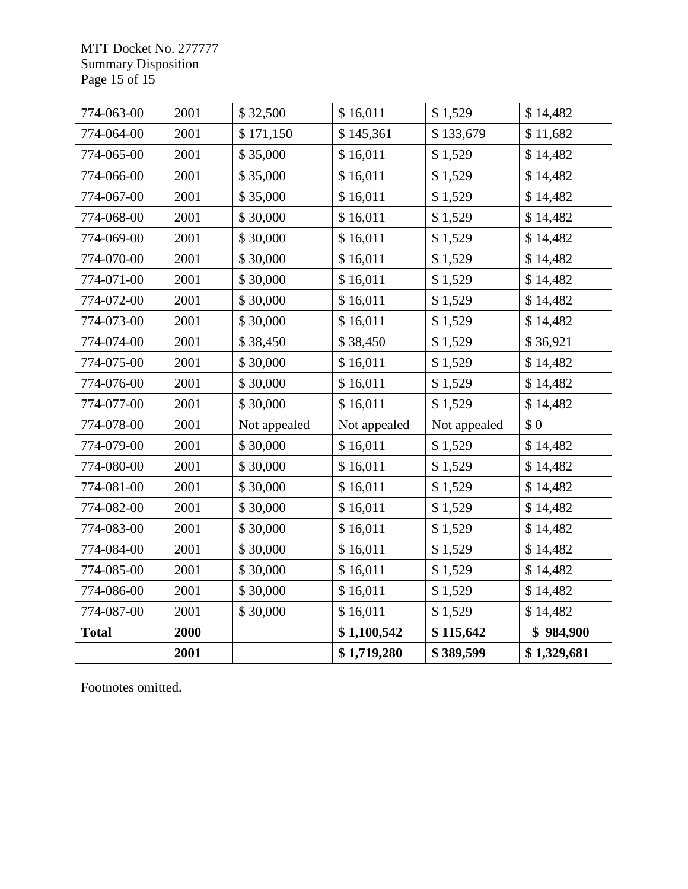| | | | | | |
|---|---|---|---|---|---|
| 774-063-00 | 2001 | $ 32,500 | $ 16,011 | $ 1,529 | $ 14,482 |
| 774-064-00 | 2001 | $ 171,150 | $ 145,361 | $ 133,679 | $ 11,682 |
| 774-065-00 | 2001 | $ 35,000 | $ 16,011 | $ 1,529 | $ 14,482 |
| 774-066-00 | 2001 | $ 35,000 | $ 16,011 | $ 1,529 | $ 14,482 |
| 774-067-00 | 2001 | $ 35,000 | $ 16,011 | $ 1,529 | $ 14,482 |
| 774-068-00 | 2001 | $ 30,000 | $ 16,011 | $ 1,529 | $ 14,482 |
| 774-069-00 | 2001 | $ 30,000 | $ 16,011 | $ 1,529 | $ 14,482 |
| 774-070-00 | 2001 | $ 30,000 | $ 16,011 | $ 1,529 | $ 14,482 |
| 774-071-00 | 2001 | $ 30,000 | $ 16,011 | $ 1,529 | $ 14,482 |
| 774-072-00 | 2001 | $ 30,000 | $ 16,011 | $ 1,529 | $ 14,482 |
| 774-073-00 | 2001 | $ 30,000 | $ 16,011 | $ 1,529 | $ 14,482 |
| 774-074-00 | 2001 | $ 38,450 | $ 38,450 | $ 1,529 | $ 36,921 |
| 774-075-00 | 2001 | $ 30,000 | $ 16,011 | $ 1,529 | $ 14,482 |
| 774-076-00 | 2001 | $ 30,000 | $ 16,011 | $ 1,529 | $ 14,482 |
| 774-077-00 | 2001 | $ 30,000 | $ 16,011 | $ 1,529 | $ 14,482 |
| 774-078-00 | 2001 | Not appealed | Not appealed | Not appealed | $ 0 |
| 774-079-00 | 2001 | $ 30,000 | $ 16,011 | $ 1,529 | $ 14,482 |
| 774-080-00 | 2001 | $ 30,000 | $ 16,011 | $ 1,529 | $ 14,482 |
| 774-081-00 | 2001 | $ 30,000 | $ 16,011 | $ 1,529 | $ 14,482 |
| 774-082-00 | 2001 | $ 30,000 | $ 16,011 | $ 1,529 | $ 14,482 |
| 774-083-00 | 2001 | $ 30,000 | $ 16,011 | $ 1,529 | $ 14,482 |
| 774-084-00 | 2001 | $ 30,000 | $ 16,011 | $ 1,529 | $ 14,482 |
| 774-085-00 | 2001 | $ 30,000 | $ 16,011 | $ 1,529 | $ 14,482 |
| 774-086-00 | 2001 | $ 30,000 | $ 16,011 | $ 1,529 | $ 14,482 |
| 774-087-00 | 2001 | $ 30,000 | $ 16,011 | $ 1,529 | $ 14,482 |
| **Total** | **2000** | | **$ 1,100,542** | **$ 115,642** | **$ 984,900** |
| | **2001** | | **$ 1,719,280** | **$ 389,599** | **$ 1,329,681** |

Footnotes omitted.